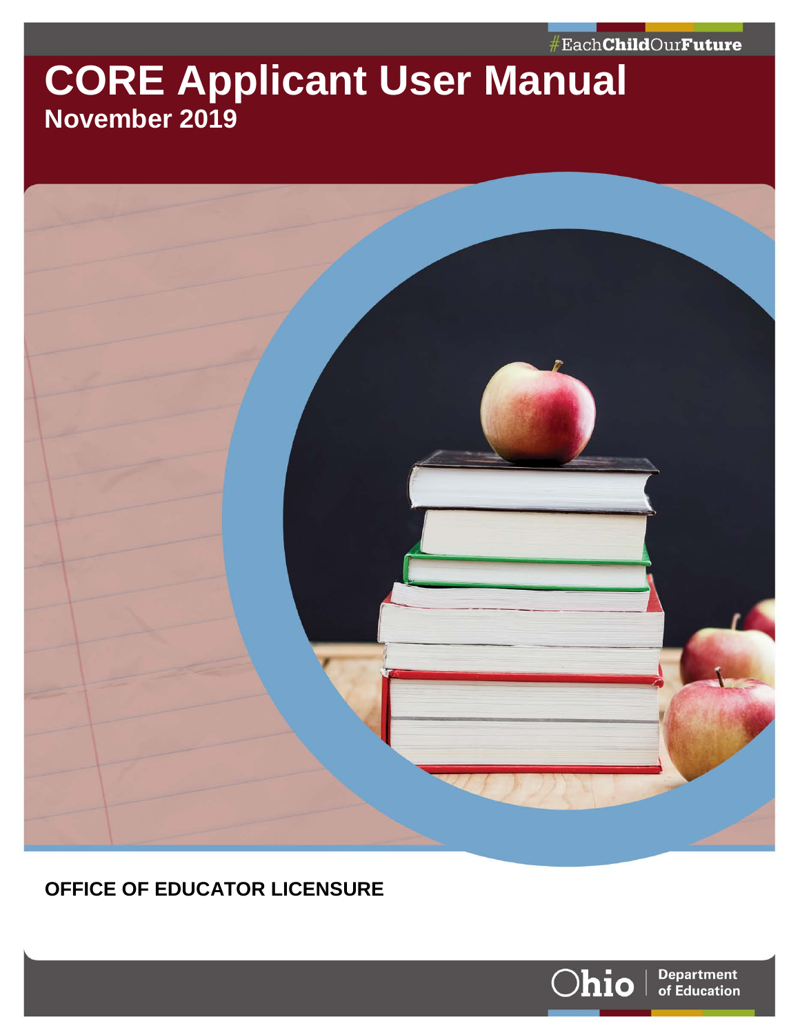#EachChildOurFuture

# CORE Applicant User Manual

**November 2019**

**OFFICE OF EDUCATOR LICENSURE**

Ohio | Department of Education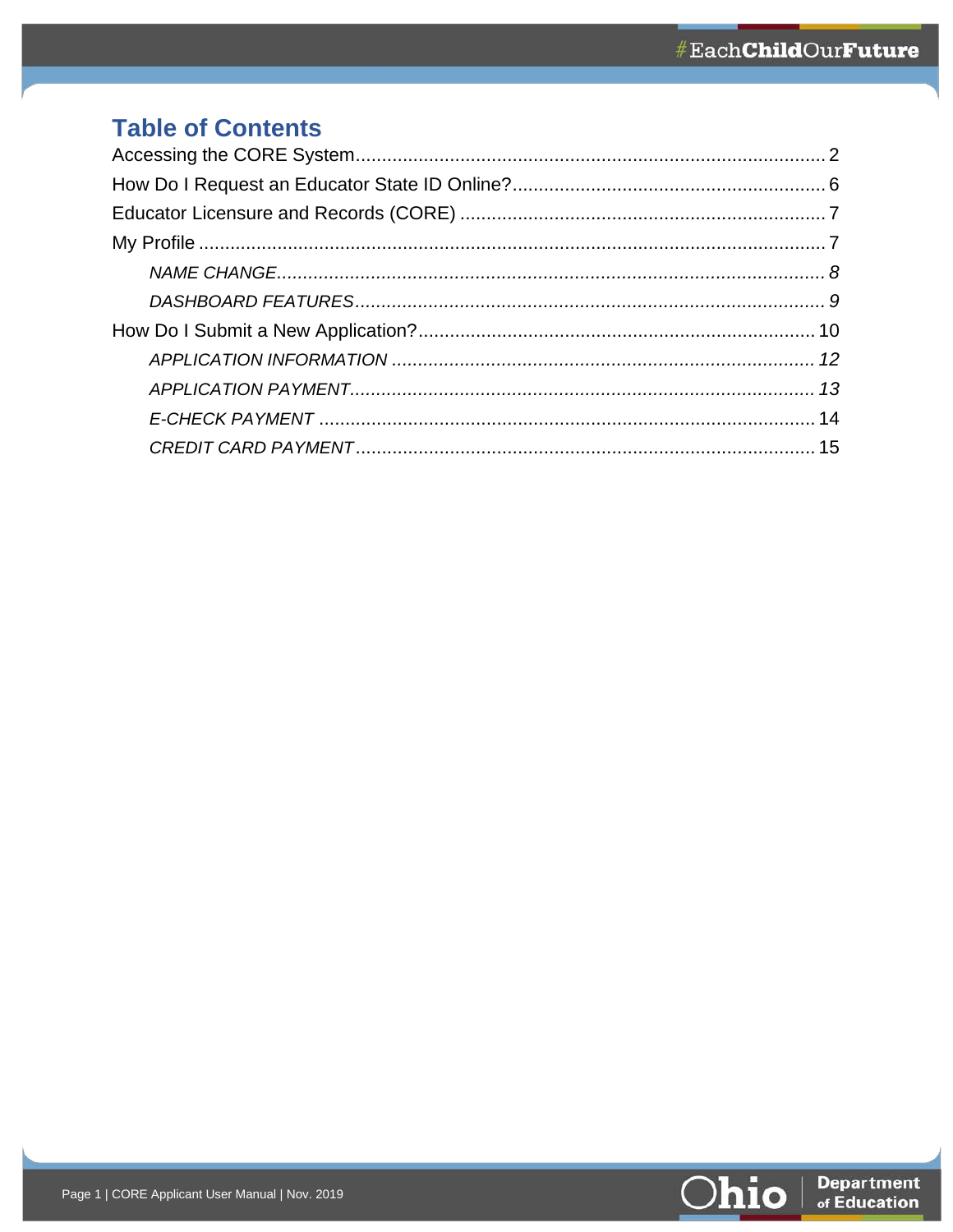# Table of Contents

Accessing the CORE System .......... 2

How Do I Request an Educator State ID Online? .......... 6

Educator Licensure and Records (CORE) .......... 7

My Profile .......... 7

- *NAME CHANGE* .......... *8*
- *DASHBOARD FEATURES* .......... *9*

How Do I Submit a New Application? .......... 10

- *APPLICATION INFORMATION* .......... *12*
- *APPLICATION PAYMENT* .......... *13*
- *E-CHECK PAYMENT* .......... 14
- *CREDIT CARD PAYMENT* .......... 15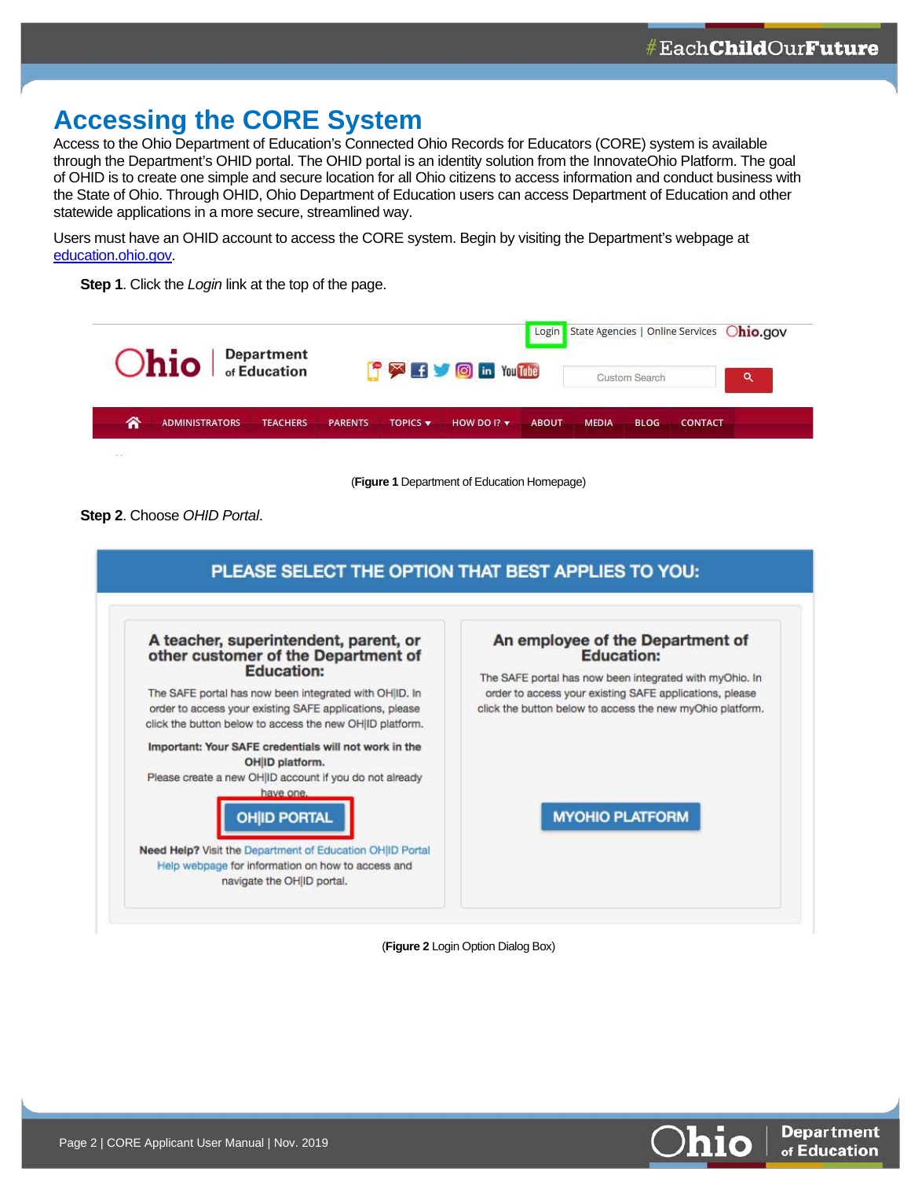# Accessing the CORE System

Access to the Ohio Department of Education's Connected Ohio Records for Educators (CORE) system is available through the Department's OHID portal. The OHID portal is an identity solution from the InnovateOhio Platform. The goal of OHID is to create one simple and secure location for all Ohio citizens to access information and conduct business with the State of Ohio. Through OHID, Ohio Department of Education users can access Department of Education and other statewide applications in a more secure, streamlined way.

Users must have an OHID account to access the CORE system. Begin by visiting the Department's webpage at education.ohio.gov.

**Step 1**. Click the *Login* link at the top of the page.

(**Figure 1** Department of Education Homepage)

**Step 2**. Choose *OHID Portal*.

(**Figure 2** Login Option Dialog Box)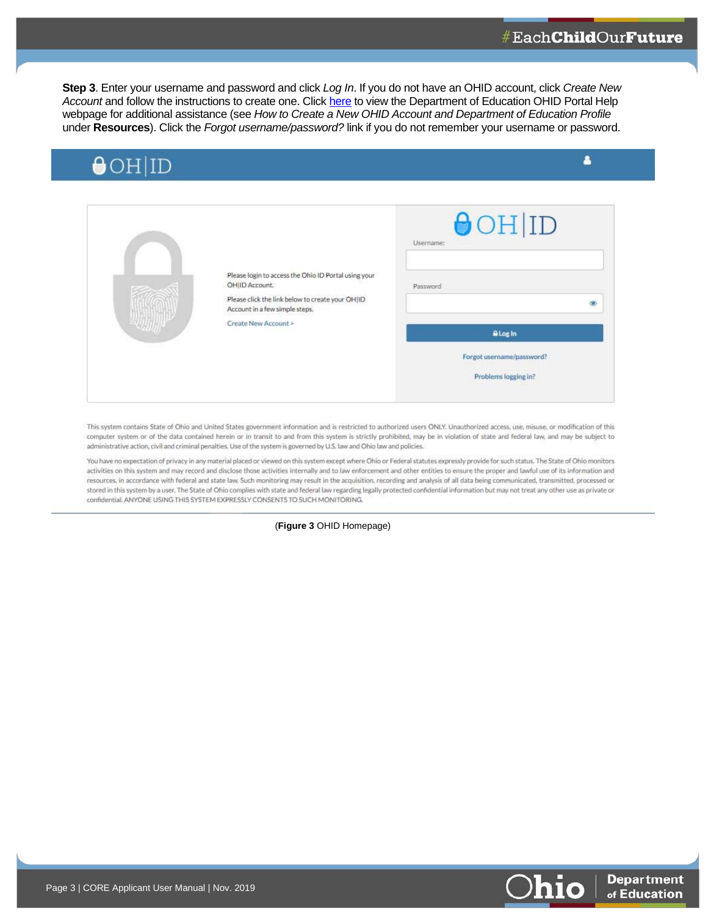**Step 3**. Enter your username and password and click *Log In*. If you do not have an OHID account, click *Create New Account* and follow the instructions to create one. Click here to view the Department of Education OHID Portal Help webpage for additional assistance (see *How to Create a New OHID Account and Department of Education Profile* under **Resources**). Click the *Forgot username/password?* link if you do not remember your username or password.

OH|ID

Please login to access the Ohio ID Portal using your OH|ID Account.

Please click the link below to create your OH|ID Account in a few simple steps.

Create New Account >

OH|ID

Username:

Password

Log In

Forgot username/password?

Problems logging in?

This system contains State of Ohio and United States government information and is restricted to authorized users ONLY. Unauthorized access, use, misuse, or modification of this computer system or of the data contained herein or in transit to and from this system is strictly prohibited, may be in violation of state and federal law, and may be subject to administrative action, civil and criminal penalties. Use of the system is governed by U.S. law and Ohio law and policies.

You have no expectation of privacy in any material placed or viewed on this system except where Ohio or Federal statutes expressly provide for such status. The State of Ohio monitors activities on this system and may record and disclose those activities internally and to law enforcement and other entities to ensure the proper and lawful use of its information and resources, in accordance with federal and state law. Such monitoring may result in the acquisition, recording and analysis of all data being communicated, transmitted, processed or stored in this system by a user. The State of Ohio complies with state and federal law regarding legally protected confidential information but may not treat any other use as private or confidential. ANYONE USING THIS SYSTEM EXPRESSLY CONSENTS TO SUCH MONITORING.

(**Figure 3** OHID Homepage)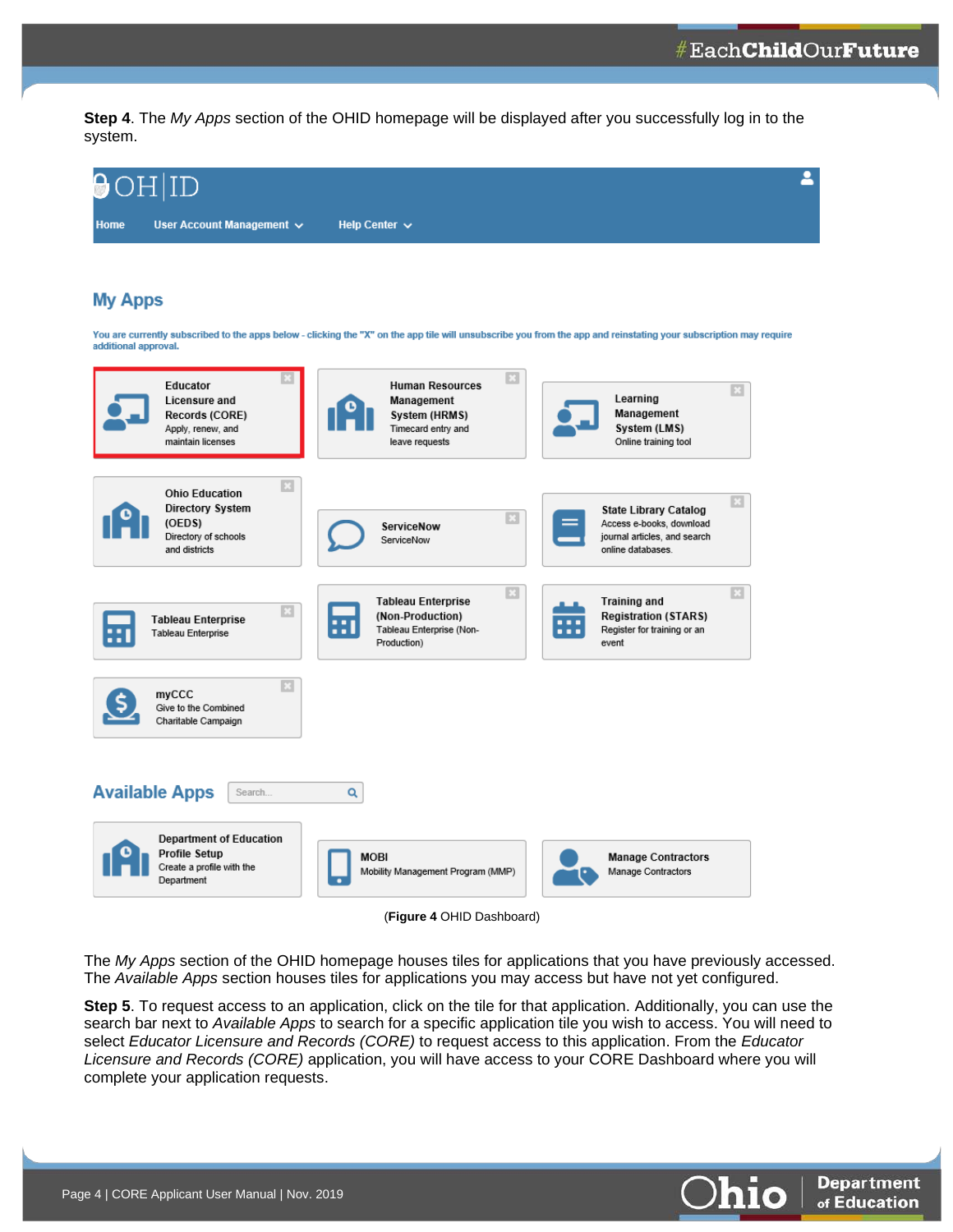**Step 4**. The *My Apps* section of the OHID homepage will be displayed after you successfully log in to the system.

OH|ID

Home | User Account Management | Help Center

## My Apps

You are currently subscribed to the apps below - clicking the "X" on the app tile will unsubscribe you from the app and reinstating your subscription may require additional approval.

- **Educator Licensure and Records (CORE)** – Apply, renew, and maintain licenses
- **Human Resources Management System (HRMS)** – Timecard entry and leave requests
- **Learning Management System (LMS)** – Online training tool
- **Ohio Education Directory System (OEDS)** – Directory of schools and districts
- **ServiceNow** – ServiceNow
- **State Library Catalog** – Access e-books, download journal articles, and search online databases.
- **Tableau Enterprise** – Tableau Enterprise
- **Tableau Enterprise (Non-Production)** – Tableau Enterprise (Non-Production)
- **Training and Registration (STARS)** – Register for training or an event
- **myCCC** – Give to the Combined Charitable Campaign

## Available Apps

Search...

- **Department of Education Profile Setup** – Create a profile with the Department
- **MOBI** – Mobility Management Program (MMP)
- **Manage Contractors** – Manage Contractors

(**Figure 4** OHID Dashboard)

The *My Apps* section of the OHID homepage houses tiles for applications that you have previously accessed. The *Available Apps* section houses tiles for applications you may access but have not yet configured.

**Step 5**. To request access to an application, click on the tile for that application. Additionally, you can use the search bar next to *Available Apps* to search for a specific application tile you wish to access. You will need to select *Educator Licensure and Records (CORE)* to request access to this application. From the *Educator Licensure and Records (CORE)* application, you will have access to your CORE Dashboard where you will complete your application requests.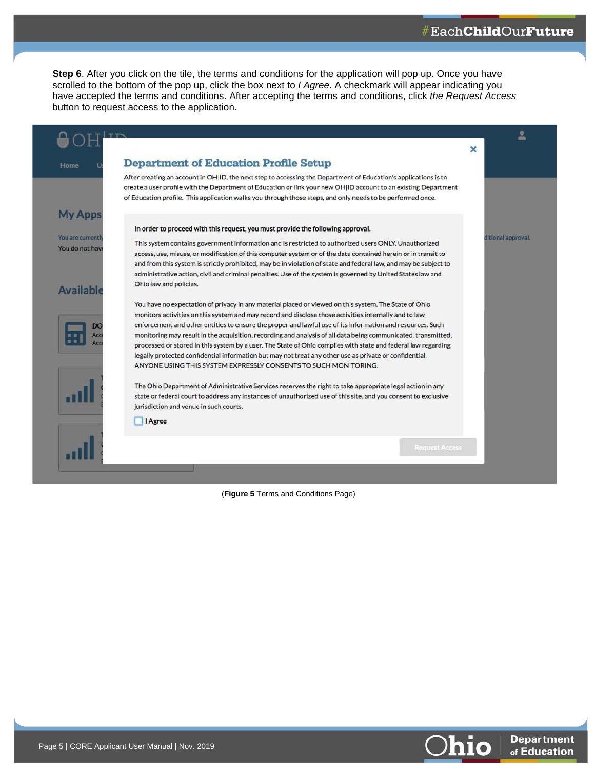**Step 6**. After you click on the tile, the terms and conditions for the application will pop up. Once you have scrolled to the bottom of the pop up, click the box next to *I Agree*. A checkmark will appear indicating you have accepted the terms and conditions. After accepting the terms and conditions, click *the Request Access* button to request access to the application.

(**Figure 5** Terms and Conditions Page)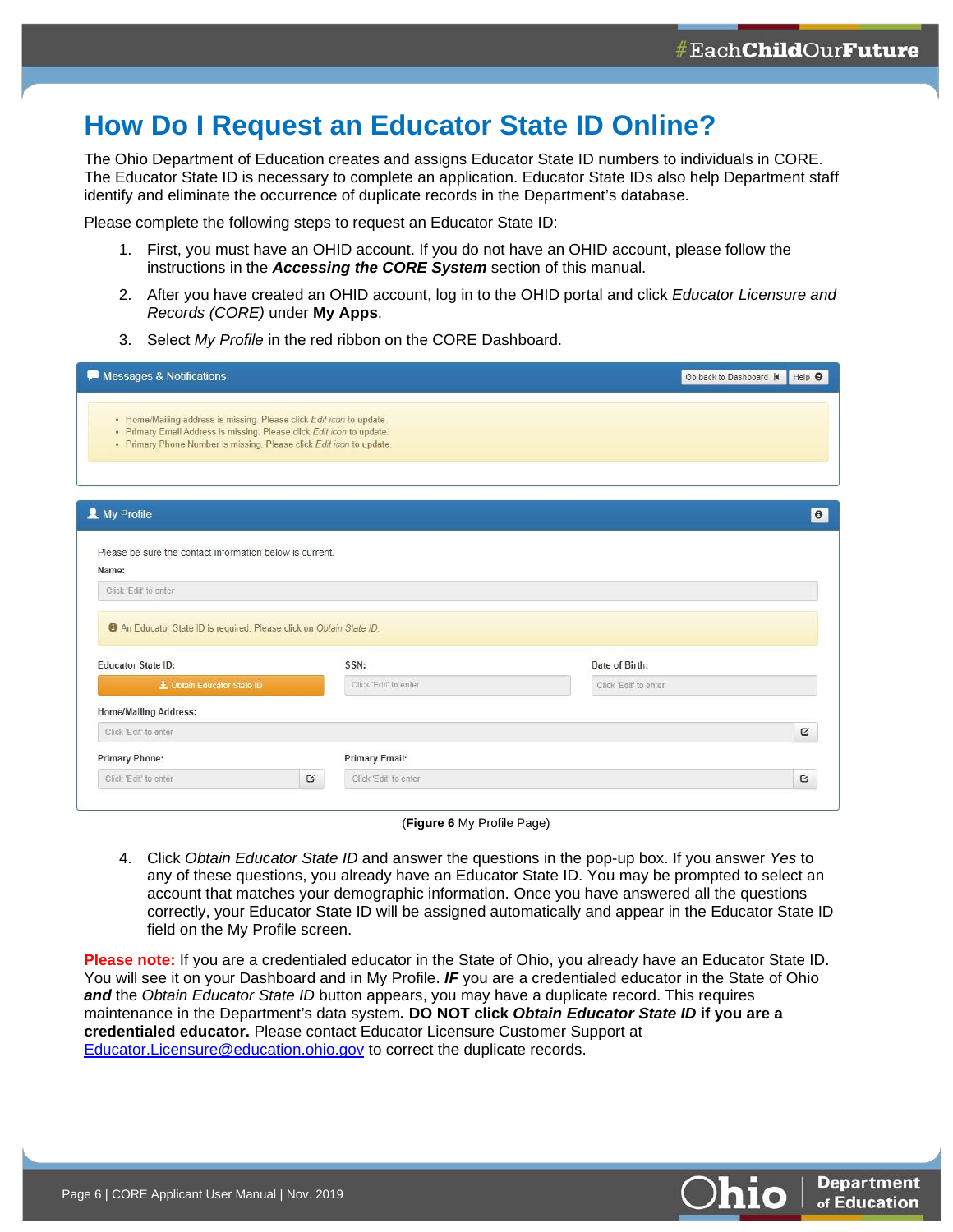# How Do I Request an Educator State ID Online?

The Ohio Department of Education creates and assigns Educator State ID numbers to individuals in CORE. The Educator State ID is necessary to complete an application. Educator State IDs also help Department staff identify and eliminate the occurrence of duplicate records in the Department's database.

Please complete the following steps to request an Educator State ID:

1. First, you must have an OHID account. If you do not have an OHID account, please follow the instructions in the ***Accessing the CORE System*** section of this manual.
2. After you have created an OHID account, log in to the OHID portal and click *Educator Licensure and Records (CORE)* under **My Apps**.
3. Select *My Profile* in the red ribbon on the CORE Dashboard.

(**Figure 6** My Profile Page)

4. Click *Obtain Educator State ID* and answer the questions in the pop-up box. If you answer *Yes* to any of these questions, you already have an Educator State ID. You may be prompted to select an account that matches your demographic information. Once you have answered all the questions correctly, your Educator State ID will be assigned automatically and appear in the Educator State ID field on the My Profile screen.

**Please note:** If you are a credentialed educator in the State of Ohio, you already have an Educator State ID. You will see it on your Dashboard and in My Profile. ***IF*** you are a credentialed educator in the State of Ohio ***and*** the *Obtain Educator State ID* button appears, you may have a duplicate record. This requires maintenance in the Department's data system**. DO NOT click *Obtain Educator State ID* if you are a credentialed educator.** Please contact Educator Licensure Customer Support at Educator.Licensure@education.ohio.gov to correct the duplicate records.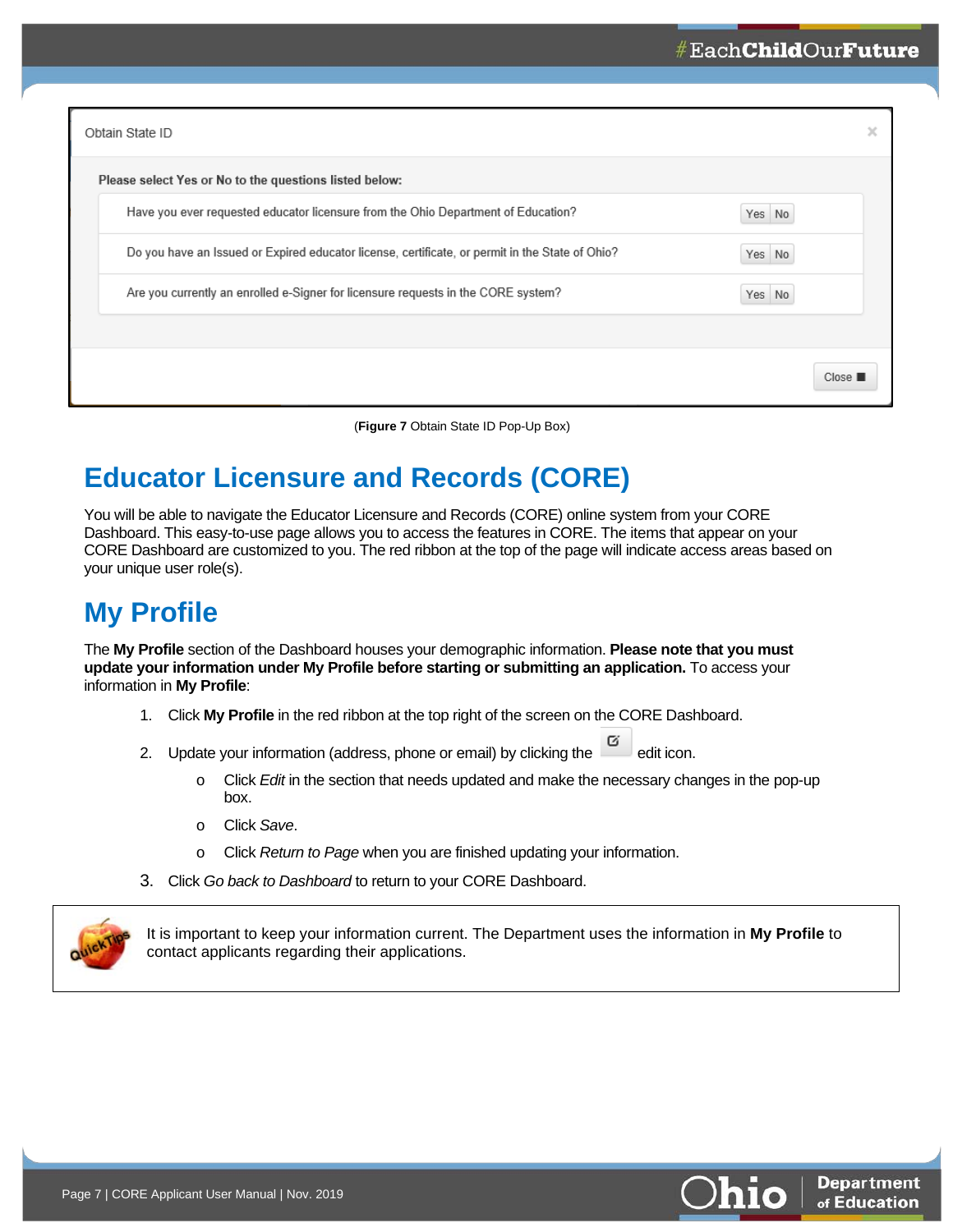Obtain State ID

**Please select Yes or No to the questions listed below:**

| Question | |
|---|---|
| Have you ever requested educator licensure from the Ohio Department of Education? | Yes No |
| Do you have an Issued or Expired educator license, certificate, or permit in the State of Ohio? | Yes No |
| Are you currently an enrolled e-Signer for licensure requests in the CORE system? | Yes No |

Close

(**Figure 7** Obtain State ID Pop-Up Box)

# Educator Licensure and Records (CORE)

You will be able to navigate the Educator Licensure and Records (CORE) online system from your CORE Dashboard. This easy-to-use page allows you to access the features in CORE. The items that appear on your CORE Dashboard are customized to you. The red ribbon at the top of the page will indicate access areas based on your unique user role(s).

# My Profile

The **My Profile** section of the Dashboard houses your demographic information. **Please note that you must update your information under My Profile before starting or submitting an application.** To access your information in **My Profile**:

1. Click **My Profile** in the red ribbon at the top right of the screen on the CORE Dashboard.
2. Update your information (address, phone or email) by clicking the edit icon.
   - Click *Edit* in the section that needs updated and make the necessary changes in the pop-up box.
   - Click *Save*.
   - Click *Return to Page* when you are finished updating your information.
3. Click *Go back to Dashboard* to return to your CORE Dashboard.

> QuickTips: It is important to keep your information current. The Department uses the information in **My Profile** to contact applicants regarding their applications.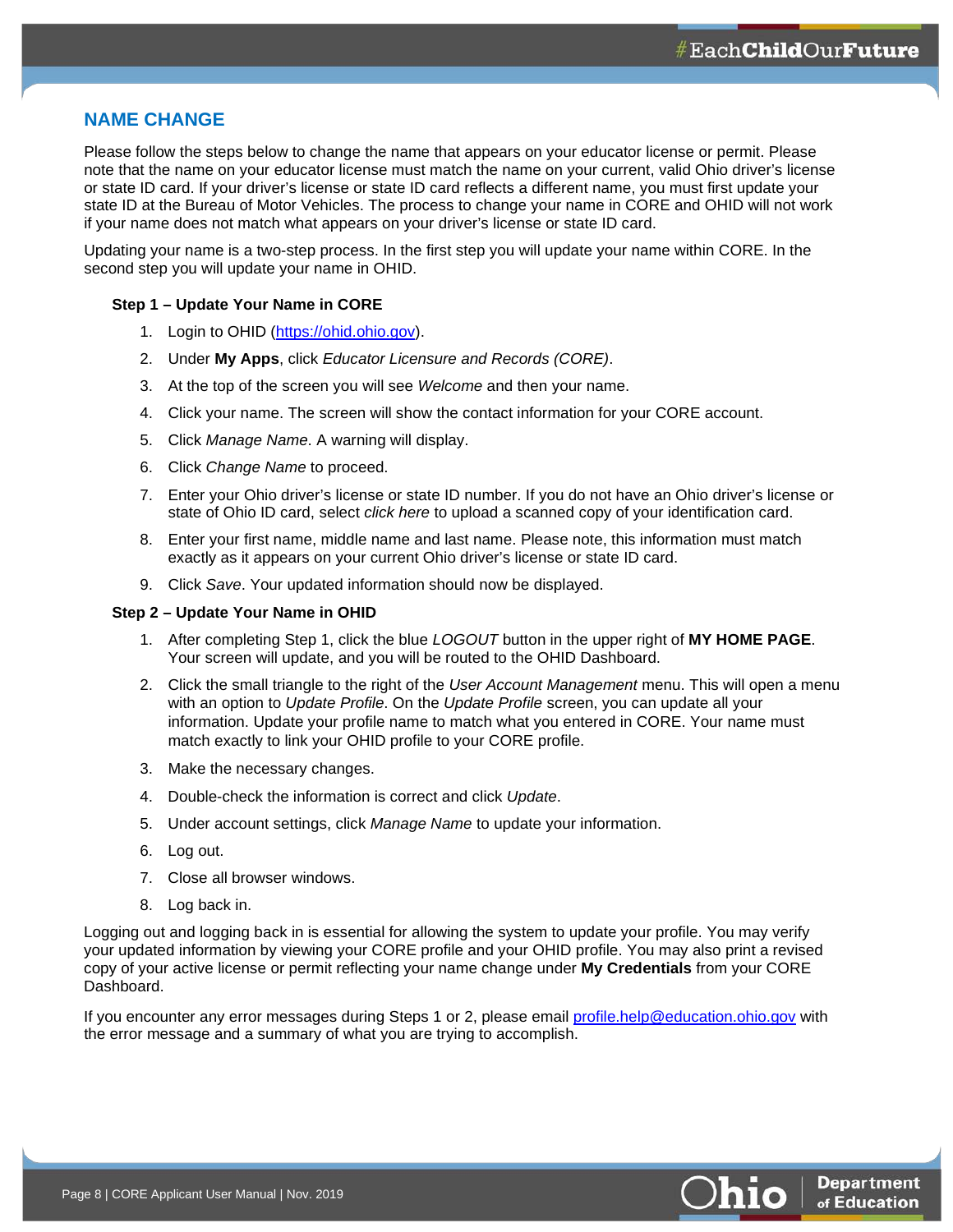## NAME CHANGE

Please follow the steps below to change the name that appears on your educator license or permit. Please note that the name on your educator license must match the name on your current, valid Ohio driver's license or state ID card. If your driver's license or state ID card reflects a different name, you must first update your state ID at the Bureau of Motor Vehicles. The process to change your name in CORE and OHID will not work if your name does not match what appears on your driver's license or state ID card.

Updating your name is a two-step process. In the first step you will update your name within CORE. In the second step you will update your name in OHID.

**Step 1 – Update Your Name in CORE**

1. Login to OHID (https://ohid.ohio.gov).
2. Under **My Apps**, click *Educator Licensure and Records (CORE)*.
3. At the top of the screen you will see *Welcome* and then your name.
4. Click your name. The screen will show the contact information for your CORE account.
5. Click *Manage Name*. A warning will display.
6. Click *Change Name* to proceed.
7. Enter your Ohio driver's license or state ID number. If you do not have an Ohio driver's license or state of Ohio ID card, select *click here* to upload a scanned copy of your identification card.
8. Enter your first name, middle name and last name. Please note, this information must match exactly as it appears on your current Ohio driver's license or state ID card.
9. Click *Save*. Your updated information should now be displayed.

**Step 2 – Update Your Name in OHID**

1. After completing Step 1, click the blue *LOGOUT* button in the upper right of **MY HOME PAGE**. Your screen will update, and you will be routed to the OHID Dashboard.
2. Click the small triangle to the right of the *User Account Management* menu. This will open a menu with an option to *Update Profile*. On the *Update Profile* screen, you can update all your information. Update your profile name to match what you entered in CORE. Your name must match exactly to link your OHID profile to your CORE profile.
3. Make the necessary changes.
4. Double-check the information is correct and click *Update*.
5. Under account settings, click *Manage Name* to update your information.
6. Log out.
7. Close all browser windows.
8. Log back in.

Logging out and logging back in is essential for allowing the system to update your profile. You may verify your updated information by viewing your CORE profile and your OHID profile. You may also print a revised copy of your active license or permit reflecting your name change under **My Credentials** from your CORE Dashboard.

If you encounter any error messages during Steps 1 or 2, please email profile.help@education.ohio.gov with the error message and a summary of what you are trying to accomplish.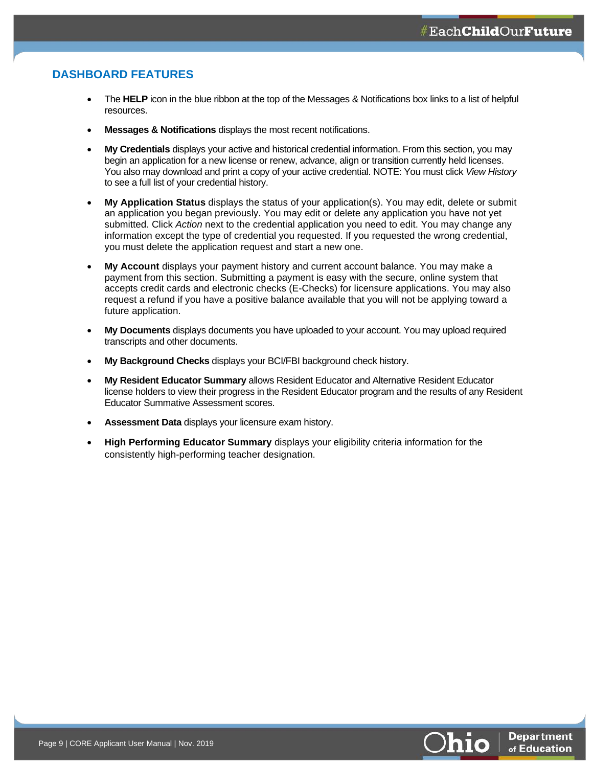## DASHBOARD FEATURES

- The **HELP** icon in the blue ribbon at the top of the Messages & Notifications box links to a list of helpful resources.
- **Messages & Notifications** displays the most recent notifications.
- **My Credentials** displays your active and historical credential information. From this section, you may begin an application for a new license or renew, advance, align or transition currently held licenses. You also may download and print a copy of your active credential. NOTE: You must click *View History* to see a full list of your credential history.
- **My Application Status** displays the status of your application(s). You may edit, delete or submit an application you began previously. You may edit or delete any application you have not yet submitted. Click *Action* next to the credential application you need to edit. You may change any information except the type of credential you requested. If you requested the wrong credential, you must delete the application request and start a new one.
- **My Account** displays your payment history and current account balance. You may make a payment from this section. Submitting a payment is easy with the secure, online system that accepts credit cards and electronic checks (E-Checks) for licensure applications. You may also request a refund if you have a positive balance available that you will not be applying toward a future application.
- **My Documents** displays documents you have uploaded to your account. You may upload required transcripts and other documents.
- **My Background Checks** displays your BCI/FBI background check history.
- **My Resident Educator Summary** allows Resident Educator and Alternative Resident Educator license holders to view their progress in the Resident Educator program and the results of any Resident Educator Summative Assessment scores.
- **Assessment Data** displays your licensure exam history.
- **High Performing Educator Summary** displays your eligibility criteria information for the consistently high-performing teacher designation.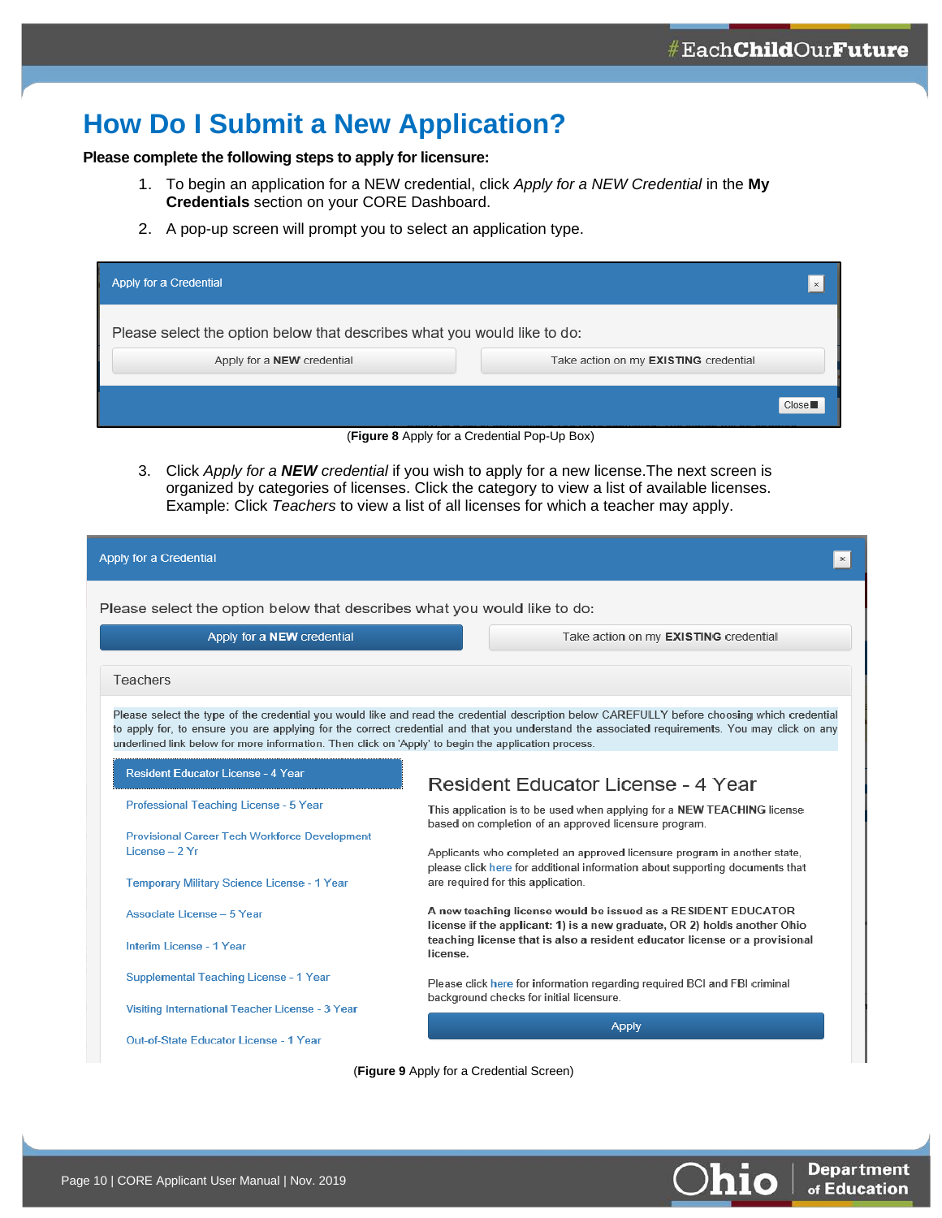# How Do I Submit a New Application?

**Please complete the following steps to apply for licensure:**

1. To begin an application for a NEW credential, click *Apply for a NEW Credential* in the **My Credentials** section on your CORE Dashboard.
2. A pop-up screen will prompt you to select an application type.

(**Figure 8** Apply for a Credential Pop-Up Box)

3. Click *Apply for a **NEW** credential* if you wish to apply for a new license.The next screen is organized by categories of licenses. Click the category to view a list of available licenses. Example: Click *Teachers* to view a list of all licenses for which a teacher may apply.

(**Figure 9** Apply for a Credential Screen)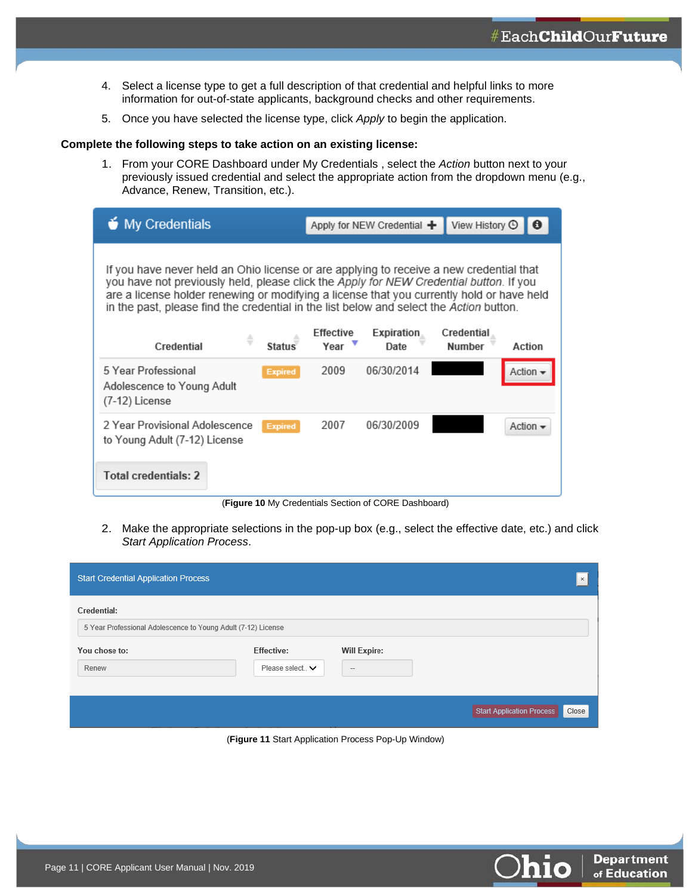4. Select a license type to get a full description of that credential and helpful links to more information for out-of-state applicants, background checks and other requirements.
5. Once you have selected the license type, click *Apply* to begin the application.

**Complete the following steps to take action on an existing license:**

1. From your CORE Dashboard under My Credentials , select the *Action* button next to your previously issued credential and select the appropriate action from the dropdown menu (e.g., Advance, Renew, Transition, etc.).

(**Figure 10** My Credentials Section of CORE Dashboard)

2. Make the appropriate selections in the pop-up box (e.g., select the effective date, etc.) and click *Start Application Process*.

(**Figure 11** Start Application Process Pop-Up Window)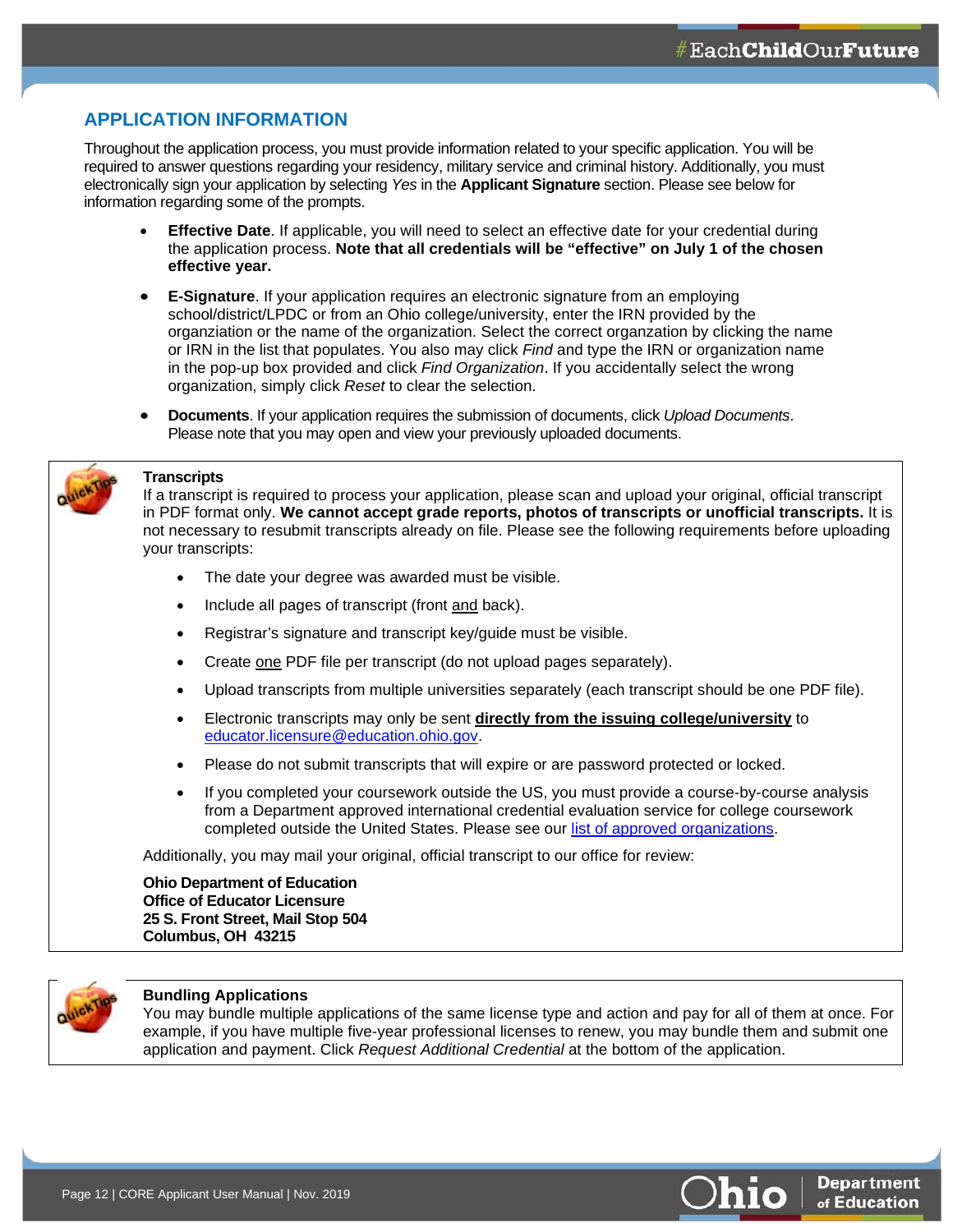## APPLICATION INFORMATION

Throughout the application process, you must provide information related to your specific application. You will be required to answer questions regarding your residency, military service and criminal history. Additionally, you must electronically sign your application by selecting *Yes* in the **Applicant Signature** section. Please see below for information regarding some of the prompts.

- **Effective Date**. If applicable, you will need to select an effective date for your credential during the application process. **Note that all credentials will be "effective" on July 1 of the chosen effective year.**
- **E-Signature**. If your application requires an electronic signature from an employing school/district/LPDC or from an Ohio college/university, enter the IRN provided by the organziation or the name of the organization. Select the correct organzation by clicking the name or IRN in the list that populates. You also may click *Find* and type the IRN or organization name in the pop-up box provided and click *Find Organization*. If you accidentally select the wrong organization, simply click *Reset* to clear the selection.
- **Documents**. If your application requires the submission of documents, click *Upload Documents*. Please note that you may open and view your previously uploaded documents.

**Transcripts**
If a transcript is required to process your application, please scan and upload your original, official transcript in PDF format only. **We cannot accept grade reports, photos of transcripts or unofficial transcripts.** It is not necessary to resubmit transcripts already on file. Please see the following requirements before uploading your transcripts:

- The date your degree was awarded must be visible.
- Include all pages of transcript (front and back).
- Registrar's signature and transcript key/guide must be visible.
- Create one PDF file per transcript (do not upload pages separately).
- Upload transcripts from multiple universities separately (each transcript should be one PDF file).
- Electronic transcripts may only be sent **directly from the issuing college/university** to educator.licensure@education.ohio.gov.
- Please do not submit transcripts that will expire or are password protected or locked.
- If you completed your coursework outside the US, you must provide a course-by-course analysis from a Department approved international credential evaluation service for college coursework completed outside the United States. Please see our list of approved organizations.

Additionally, you may mail your original, official transcript to our office for review:

**Ohio Department of Education**
**Office of Educator Licensure**
**25 S. Front Street, Mail Stop 504**
**Columbus, OH 43215**

**Bundling Applications**
You may bundle multiple applications of the same license type and action and pay for all of them at once. For example, if you have multiple five-year professional licenses to renew, you may bundle them and submit one application and payment. Click *Request Additional Credential* at the bottom of the application.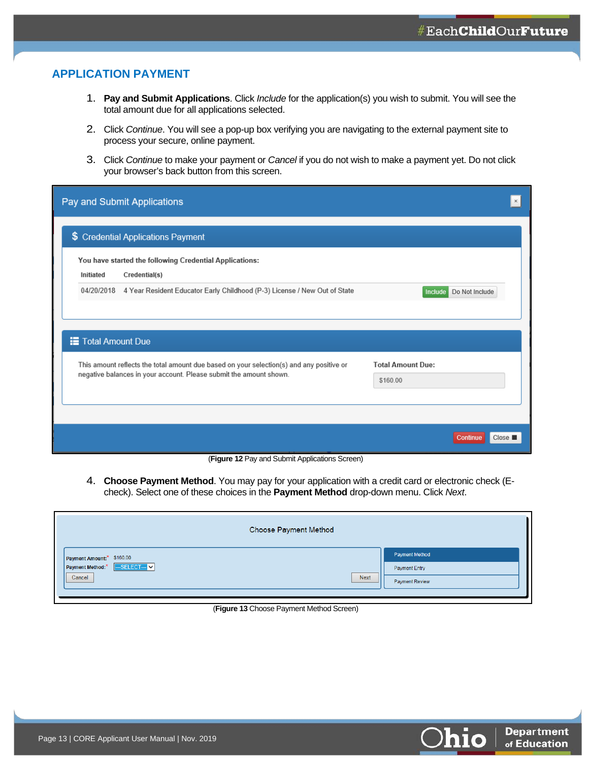## APPLICATION PAYMENT

1. **Pay and Submit Applications**. Click *Include* for the application(s) you wish to submit. You will see the total amount due for all applications selected.

2. Click *Continue*. You will see a pop-up box verifying you are navigating to the external payment site to process your secure, online payment.

3. Click *Continue* to make your payment or *Cancel* if you do not wish to make a payment yet. Do not click your browser's back button from this screen.

(**Figure 12** Pay and Submit Applications Screen)

4. **Choose Payment Method**. You may pay for your application with a credit card or electronic check (E-check). Select one of these choices in the **Payment Method** drop-down menu. Click *Next*.

(**Figure 13** Choose Payment Method Screen)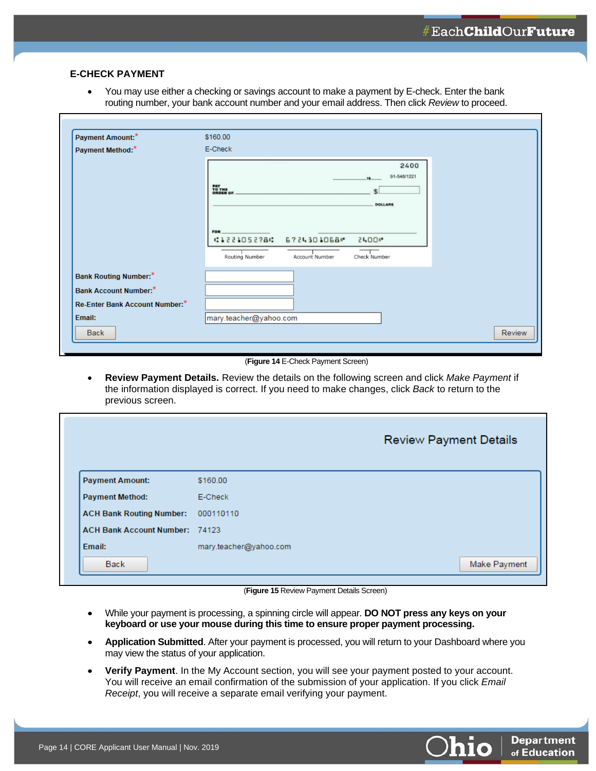### E-CHECK PAYMENT

- You may use either a checking or savings account to make a payment by E-check. Enter the bank routing number, your bank account number and your email address. Then click *Review* to proceed.

(**Figure 14** E-Check Payment Screen)

- **Review Payment Details.** Review the details on the following screen and click *Make Payment* if the information displayed is correct. If you need to make changes, click *Back* to return to the previous screen.

(**Figure 15** Review Payment Details Screen)

- While your payment is processing, a spinning circle will appear. **DO NOT press any keys on your keyboard or use your mouse during this time to ensure proper payment processing.**
- **Application Submitted**. After your payment is processed, you will return to your Dashboard where you may view the status of your application.
- **Verify Payment**. In the My Account section, you will see your payment posted to your account. You will receive an email confirmation of the submission of your application. If you click *Email Receipt*, you will receive a separate email verifying your payment.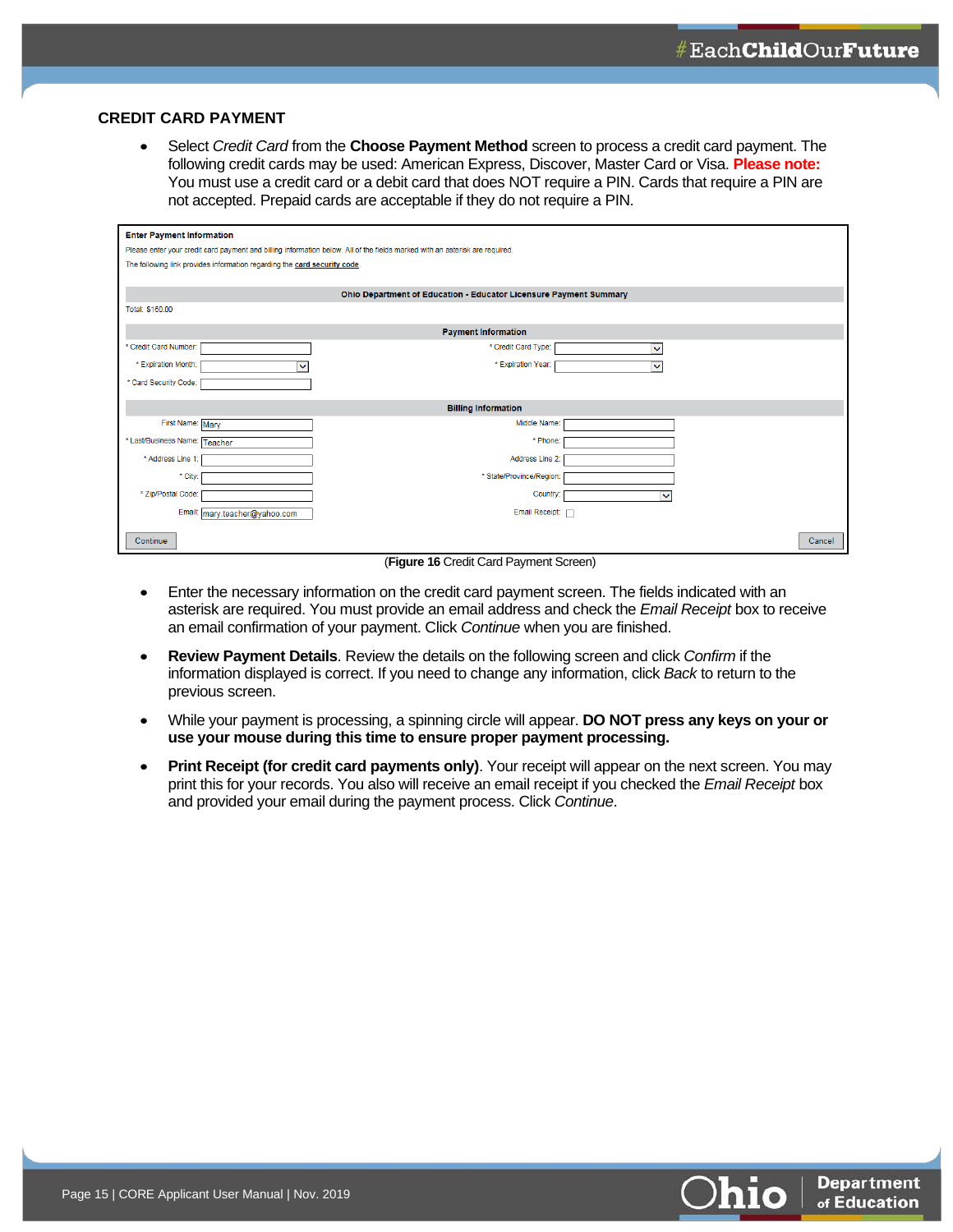## CREDIT CARD PAYMENT

- Select *Credit Card* from the **Choose Payment Method** screen to process a credit card payment. The following credit cards may be used: American Express, Discover, Master Card or Visa. **Please note:** You must use a credit card or a debit card that does NOT require a PIN. Cards that require a PIN are not accepted. Prepaid cards are acceptable if they do not require a PIN.

(**Figure 16** Credit Card Payment Screen)

- Enter the necessary information on the credit card payment screen. The fields indicated with an asterisk are required. You must provide an email address and check the *Email Receipt* box to receive an email confirmation of your payment. Click *Continue* when you are finished.
- **Review Payment Details**. Review the details on the following screen and click *Confirm* if the information displayed is correct. If you need to change any information, click *Back* to return to the previous screen.
- While your payment is processing, a spinning circle will appear. **DO NOT press any keys on your or use your mouse during this time to ensure proper payment processing.**
- **Print Receipt (for credit card payments only)**. Your receipt will appear on the next screen. You may print this for your records. You also will receive an email receipt if you checked the *Email Receipt* box and provided your email during the payment process. Click *Continue*.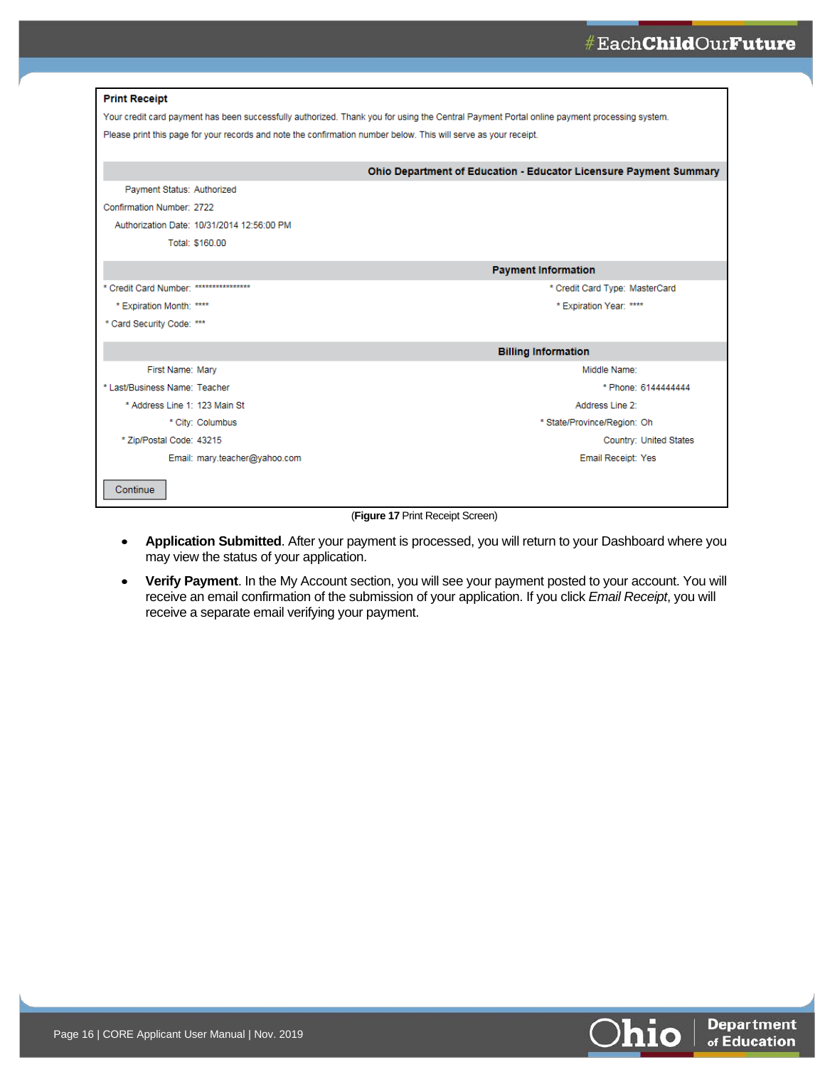**Print Receipt**

Your credit card payment has been successfully authorized. Thank you for using the Central Payment Portal online payment processing system.

Please print this page for your records and note the confirmation number below. This will serve as your receipt.

**Ohio Department of Education - Educator Licensure Payment Summary**

Payment Status: Authorized

Confirmation Number: 2722

Authorization Date: 10/31/2014 12:56:00 PM

Total: $160.00

**Payment Information**

| | |
|---|---|
| * Credit Card Number: *************** | * Credit Card Type: MasterCard |
| * Expiration Month: **** | * Expiration Year: **** |
| * Card Security Code: *** | |

**Billing Information**

| | |
|---|---|
| First Name: Mary | Middle Name: |
| * Last/Business Name: Teacher | * Phone: 6144444444 |
| * Address Line 1: 123 Main St | Address Line 2: |
| * City: Columbus | * State/Province/Region: Oh |
| * Zip/Postal Code: 43215 | Country: United States |
| Email: mary.teacher@yahoo.com | Email Receipt: Yes |

Continue

(**Figure 17** Print Receipt Screen)

- **Application Submitted**. After your payment is processed, you will return to your Dashboard where you may view the status of your application.
- **Verify Payment**. In the My Account section, you will see your payment posted to your account. You will receive an email confirmation of the submission of your application. If you click *Email Receipt*, you will receive a separate email verifying your payment.